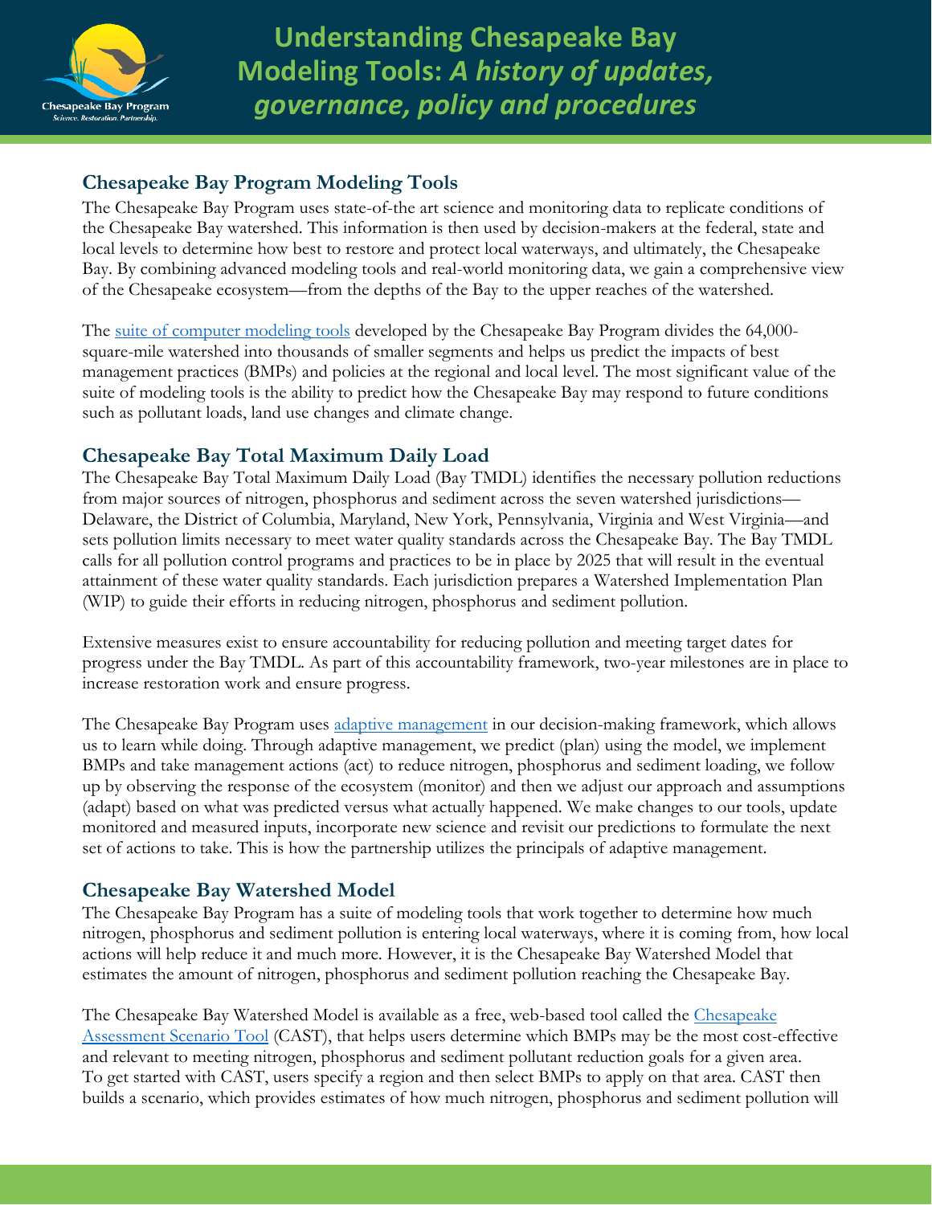# Understanding Chesapeake Bay Modeling Tools: *A history of updates, governance, policy and procedures*

## Chesapeake Bay Program Modeling Tools

The Chesapeake Bay Program uses state-of-the art science and monitoring data to replicate conditions of the Chesapeake Bay watershed. This information is then used by decision-makers at the federal, state and local levels to determine how best to restore and protect local waterways, and ultimately, the Chesapeake Bay. By combining advanced modeling tools and real-world monitoring data, we gain a comprehensive view of the Chesapeake ecosystem—from the depths of the Bay to the upper reaches of the watershed.

The suite of computer modeling tools developed by the Chesapeake Bay Program divides the 64,000-square-mile watershed into thousands of smaller segments and helps us predict the impacts of best management practices (BMPs) and policies at the regional and local level. The most significant value of the suite of modeling tools is the ability to predict how the Chesapeake Bay may respond to future conditions such as pollutant loads, land use changes and climate change.

## Chesapeake Bay Total Maximum Daily Load

The Chesapeake Bay Total Maximum Daily Load (Bay TMDL) identifies the necessary pollution reductions from major sources of nitrogen, phosphorus and sediment across the seven watershed jurisdictions—Delaware, the District of Columbia, Maryland, New York, Pennsylvania, Virginia and West Virginia—and sets pollution limits necessary to meet water quality standards across the Chesapeake Bay. The Bay TMDL calls for all pollution control programs and practices to be in place by 2025 that will result in the eventual attainment of these water quality standards. Each jurisdiction prepares a Watershed Implementation Plan (WIP) to guide their efforts in reducing nitrogen, phosphorus and sediment pollution.

Extensive measures exist to ensure accountability for reducing pollution and meeting target dates for progress under the Bay TMDL. As part of this accountability framework, two-year milestones are in place to increase restoration work and ensure progress.

The Chesapeake Bay Program uses adaptive management in our decision-making framework, which allows us to learn while doing. Through adaptive management, we predict (plan) using the model, we implement BMPs and take management actions (act) to reduce nitrogen, phosphorus and sediment loading, we follow up by observing the response of the ecosystem (monitor) and then we adjust our approach and assumptions (adapt) based on what was predicted versus what actually happened. We make changes to our tools, update monitored and measured inputs, incorporate new science and revisit our predictions to formulate the next set of actions to take. This is how the partnership utilizes the principals of adaptive management.

## Chesapeake Bay Watershed Model

The Chesapeake Bay Program has a suite of modeling tools that work together to determine how much nitrogen, phosphorus and sediment pollution is entering local waterways, where it is coming from, how local actions will help reduce it and much more. However, it is the Chesapeake Bay Watershed Model that estimates the amount of nitrogen, phosphorus and sediment pollution reaching the Chesapeake Bay.

The Chesapeake Bay Watershed Model is available as a free, web-based tool called the Chesapeake Assessment Scenario Tool (CAST), that helps users determine which BMPs may be the most cost-effective and relevant to meeting nitrogen, phosphorus and sediment pollutant reduction goals for a given area. To get started with CAST, users specify a region and then select BMPs to apply on that area. CAST then builds a scenario, which provides estimates of how much nitrogen, phosphorus and sediment pollution will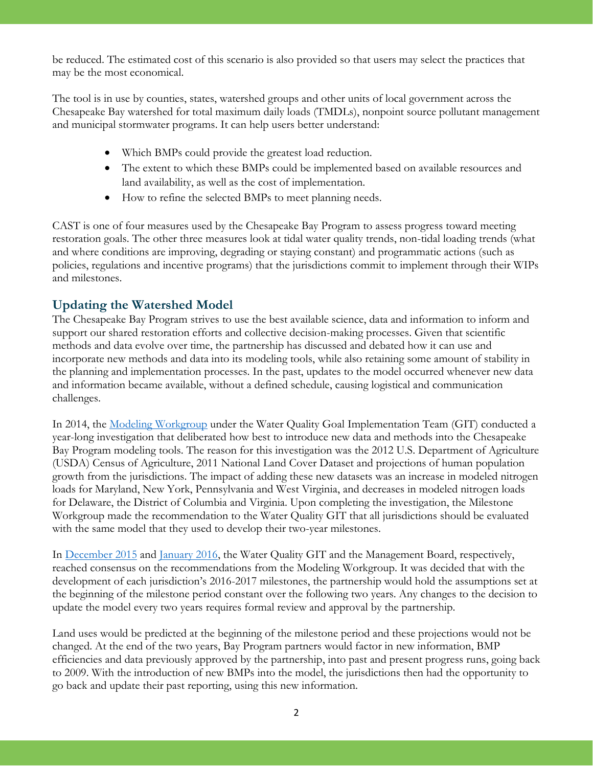be reduced. The estimated cost of this scenario is also provided so that users may select the practices that may be the most economical.

The tool is in use by counties, states, watershed groups and other units of local government across the Chesapeake Bay watershed for total maximum daily loads (TMDLs), nonpoint source pollutant management and municipal stormwater programs. It can help users better understand:

- Which BMPs could provide the greatest load reduction.
- The extent to which these BMPs could be implemented based on available resources and land availability, as well as the cost of implementation.
- How to refine the selected BMPs to meet planning needs.

CAST is one of four measures used by the Chesapeake Bay Program to assess progress toward meeting restoration goals. The other three measures look at tidal water quality trends, non-tidal loading trends (what and where conditions are improving, degrading or staying constant) and programmatic actions (such as policies, regulations and incentive programs) that the jurisdictions commit to implement through their WIPs and milestones.

## Updating the Watershed Model

The Chesapeake Bay Program strives to use the best available science, data and information to inform and support our shared restoration efforts and collective decision-making processes. Given that scientific methods and data evolve over time, the partnership has discussed and debated how it can use and incorporate new methods and data into its modeling tools, while also retaining some amount of stability in the planning and implementation processes. In the past, updates to the model occurred whenever new data and information became available, without a defined schedule, causing logistical and communication challenges.

In 2014, the Modeling Workgroup under the Water Quality Goal Implementation Team (GIT) conducted a year-long investigation that deliberated how best to introduce new data and methods into the Chesapeake Bay Program modeling tools. The reason for this investigation was the 2012 U.S. Department of Agriculture (USDA) Census of Agriculture, 2011 National Land Cover Dataset and projections of human population growth from the jurisdictions. The impact of adding these new datasets was an increase in modeled nitrogen loads for Maryland, New York, Pennsylvania and West Virginia, and decreases in modeled nitrogen loads for Delaware, the District of Columbia and Virginia. Upon completing the investigation, the Milestone Workgroup made the recommendation to the Water Quality GIT that all jurisdictions should be evaluated with the same model that they used to develop their two-year milestones.

In December 2015 and January 2016, the Water Quality GIT and the Management Board, respectively, reached consensus on the recommendations from the Modeling Workgroup. It was decided that with the development of each jurisdiction's 2016-2017 milestones, the partnership would hold the assumptions set at the beginning of the milestone period constant over the following two years. Any changes to the decision to update the model every two years requires formal review and approval by the partnership.

Land uses would be predicted at the beginning of the milestone period and these projections would not be changed. At the end of the two years, Bay Program partners would factor in new information, BMP efficiencies and data previously approved by the partnership, into past and present progress runs, going back to 2009. With the introduction of new BMPs into the model, the jurisdictions then had the opportunity to go back and update their past reporting, using this new information.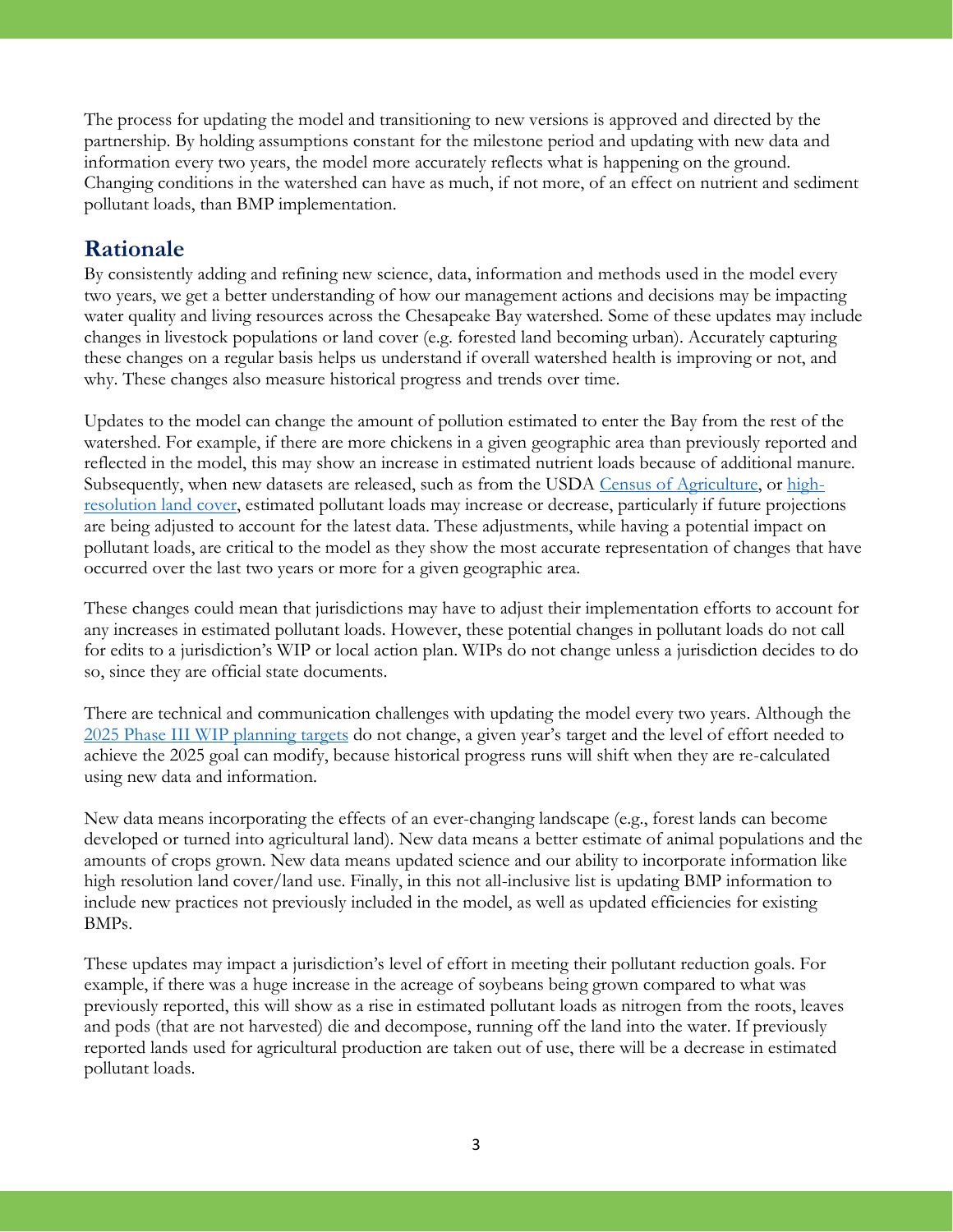The process for updating the model and transitioning to new versions is approved and directed by the partnership. By holding assumptions constant for the milestone period and updating with new data and information every two years, the model more accurately reflects what is happening on the ground. Changing conditions in the watershed can have as much, if not more, of an effect on nutrient and sediment pollutant loads, than BMP implementation.

## Rationale

By consistently adding and refining new science, data, information and methods used in the model every two years, we get a better understanding of how our management actions and decisions may be impacting water quality and living resources across the Chesapeake Bay watershed. Some of these updates may include changes in livestock populations or land cover (e.g. forested land becoming urban). Accurately capturing these changes on a regular basis helps us understand if overall watershed health is improving or not, and why. These changes also measure historical progress and trends over time.

Updates to the model can change the amount of pollution estimated to enter the Bay from the rest of the watershed. For example, if there are more chickens in a given geographic area than previously reported and reflected in the model, this may show an increase in estimated nutrient loads because of additional manure. Subsequently, when new datasets are released, such as from the USDA Census of Agriculture, or high-resolution land cover, estimated pollutant loads may increase or decrease, particularly if future projections are being adjusted to account for the latest data. These adjustments, while having a potential impact on pollutant loads, are critical to the model as they show the most accurate representation of changes that have occurred over the last two years or more for a given geographic area.

These changes could mean that jurisdictions may have to adjust their implementation efforts to account for any increases in estimated pollutant loads. However, these potential changes in pollutant loads do not call for edits to a jurisdiction's WIP or local action plan. WIPs do not change unless a jurisdiction decides to do so, since they are official state documents.

There are technical and communication challenges with updating the model every two years. Although the 2025 Phase III WIP planning targets do not change, a given year's target and the level of effort needed to achieve the 2025 goal can modify, because historical progress runs will shift when they are re-calculated using new data and information.

New data means incorporating the effects of an ever-changing landscape (e.g., forest lands can become developed or turned into agricultural land). New data means a better estimate of animal populations and the amounts of crops grown. New data means updated science and our ability to incorporate information like high resolution land cover/land use. Finally, in this not all-inclusive list is updating BMP information to include new practices not previously included in the model, as well as updated efficiencies for existing BMPs.

These updates may impact a jurisdiction's level of effort in meeting their pollutant reduction goals. For example, if there was a huge increase in the acreage of soybeans being grown compared to what was previously reported, this will show as a rise in estimated pollutant loads as nitrogen from the roots, leaves and pods (that are not harvested) die and decompose, running off the land into the water. If previously reported lands used for agricultural production are taken out of use, there will be a decrease in estimated pollutant loads.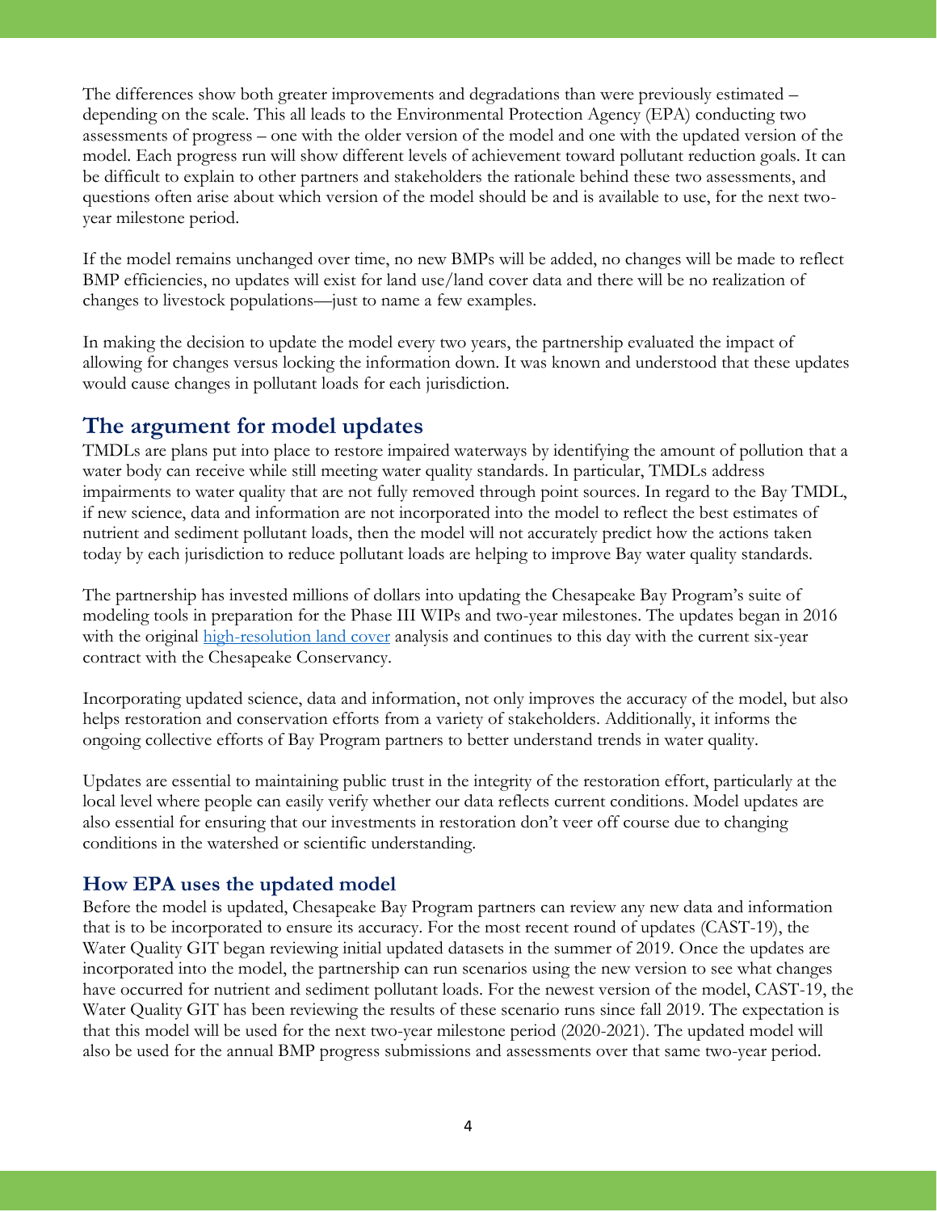The differences show both greater improvements and degradations than were previously estimated – depending on the scale. This all leads to the Environmental Protection Agency (EPA) conducting two assessments of progress – one with the older version of the model and one with the updated version of the model. Each progress run will show different levels of achievement toward pollutant reduction goals. It can be difficult to explain to other partners and stakeholders the rationale behind these two assessments, and questions often arise about which version of the model should be and is available to use, for the next two-year milestone period.

If the model remains unchanged over time, no new BMPs will be added, no changes will be made to reflect BMP efficiencies, no updates will exist for land use/land cover data and there will be no realization of changes to livestock populations—just to name a few examples.

In making the decision to update the model every two years, the partnership evaluated the impact of allowing for changes versus locking the information down. It was known and understood that these updates would cause changes in pollutant loads for each jurisdiction.

## The argument for model updates

TMDLs are plans put into place to restore impaired waterways by identifying the amount of pollution that a water body can receive while still meeting water quality standards. In particular, TMDLs address impairments to water quality that are not fully removed through point sources. In regard to the Bay TMDL, if new science, data and information are not incorporated into the model to reflect the best estimates of nutrient and sediment pollutant loads, then the model will not accurately predict how the actions taken today by each jurisdiction to reduce pollutant loads are helping to improve Bay water quality standards.

The partnership has invested millions of dollars into updating the Chesapeake Bay Program's suite of modeling tools in preparation for the Phase III WIPs and two-year milestones. The updates began in 2016 with the original high-resolution land cover analysis and continues to this day with the current six-year contract with the Chesapeake Conservancy.

Incorporating updated science, data and information, not only improves the accuracy of the model, but also helps restoration and conservation efforts from a variety of stakeholders. Additionally, it informs the ongoing collective efforts of Bay Program partners to better understand trends in water quality.

Updates are essential to maintaining public trust in the integrity of the restoration effort, particularly at the local level where people can easily verify whether our data reflects current conditions. Model updates are also essential for ensuring that our investments in restoration don't veer off course due to changing conditions in the watershed or scientific understanding.

### How EPA uses the updated model

Before the model is updated, Chesapeake Bay Program partners can review any new data and information that is to be incorporated to ensure its accuracy. For the most recent round of updates (CAST-19), the Water Quality GIT began reviewing initial updated datasets in the summer of 2019. Once the updates are incorporated into the model, the partnership can run scenarios using the new version to see what changes have occurred for nutrient and sediment pollutant loads. For the newest version of the model, CAST-19, the Water Quality GIT has been reviewing the results of these scenario runs since fall 2019. The expectation is that this model will be used for the next two-year milestone period (2020-2021). The updated model will also be used for the annual BMP progress submissions and assessments over that same two-year period.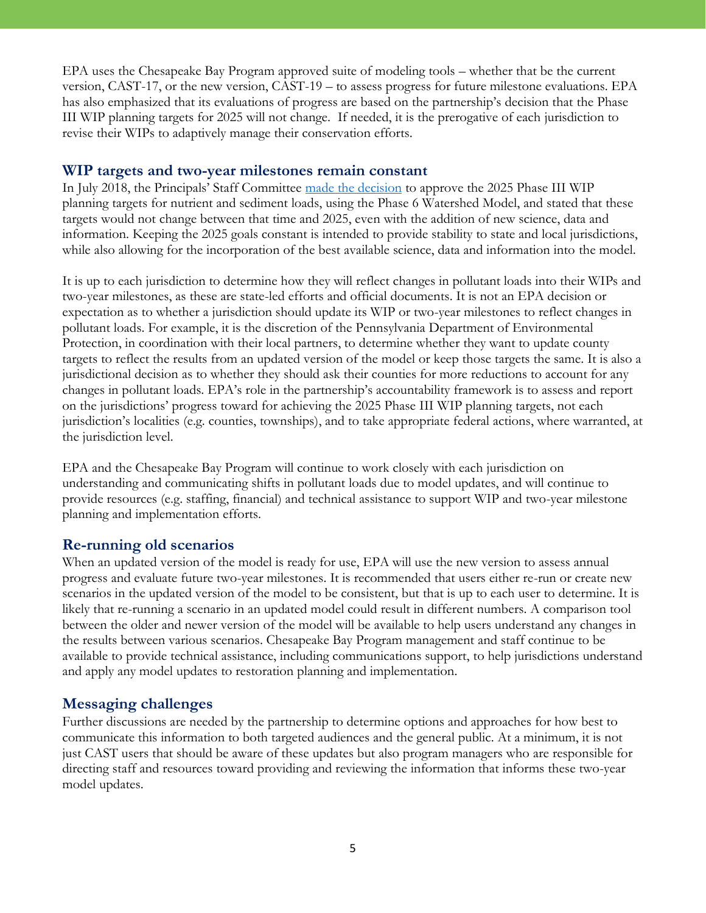EPA uses the Chesapeake Bay Program approved suite of modeling tools – whether that be the current version, CAST-17, or the new version, CAST-19 – to assess progress for future milestone evaluations. EPA has also emphasized that its evaluations of progress are based on the partnership's decision that the Phase III WIP planning targets for 2025 will not change. If needed, it is the prerogative of each jurisdiction to revise their WIPs to adaptively manage their conservation efforts.

## WIP targets and two-year milestones remain constant

In July 2018, the Principals' Staff Committee made the decision to approve the 2025 Phase III WIP planning targets for nutrient and sediment loads, using the Phase 6 Watershed Model, and stated that these targets would not change between that time and 2025, even with the addition of new science, data and information. Keeping the 2025 goals constant is intended to provide stability to state and local jurisdictions, while also allowing for the incorporation of the best available science, data and information into the model.

It is up to each jurisdiction to determine how they will reflect changes in pollutant loads into their WIPs and two-year milestones, as these are state-led efforts and official documents. It is not an EPA decision or expectation as to whether a jurisdiction should update its WIP or two-year milestones to reflect changes in pollutant loads. For example, it is the discretion of the Pennsylvania Department of Environmental Protection, in coordination with their local partners, to determine whether they want to update county targets to reflect the results from an updated version of the model or keep those targets the same. It is also a jurisdictional decision as to whether they should ask their counties for more reductions to account for any changes in pollutant loads. EPA's role in the partnership's accountability framework is to assess and report on the jurisdictions' progress toward for achieving the 2025 Phase III WIP planning targets, not each jurisdiction's localities (e.g. counties, townships), and to take appropriate federal actions, where warranted, at the jurisdiction level.

EPA and the Chesapeake Bay Program will continue to work closely with each jurisdiction on understanding and communicating shifts in pollutant loads due to model updates, and will continue to provide resources (e.g. staffing, financial) and technical assistance to support WIP and two-year milestone planning and implementation efforts.

## Re-running old scenarios

When an updated version of the model is ready for use, EPA will use the new version to assess annual progress and evaluate future two-year milestones. It is recommended that users either re-run or create new scenarios in the updated version of the model to be consistent, but that is up to each user to determine. It is likely that re-running a scenario in an updated model could result in different numbers. A comparison tool between the older and newer version of the model will be available to help users understand any changes in the results between various scenarios. Chesapeake Bay Program management and staff continue to be available to provide technical assistance, including communications support, to help jurisdictions understand and apply any model updates to restoration planning and implementation.

## Messaging challenges

Further discussions are needed by the partnership to determine options and approaches for how best to communicate this information to both targeted audiences and the general public. At a minimum, it is not just CAST users that should be aware of these updates but also program managers who are responsible for directing staff and resources toward providing and reviewing the information that informs these two-year model updates.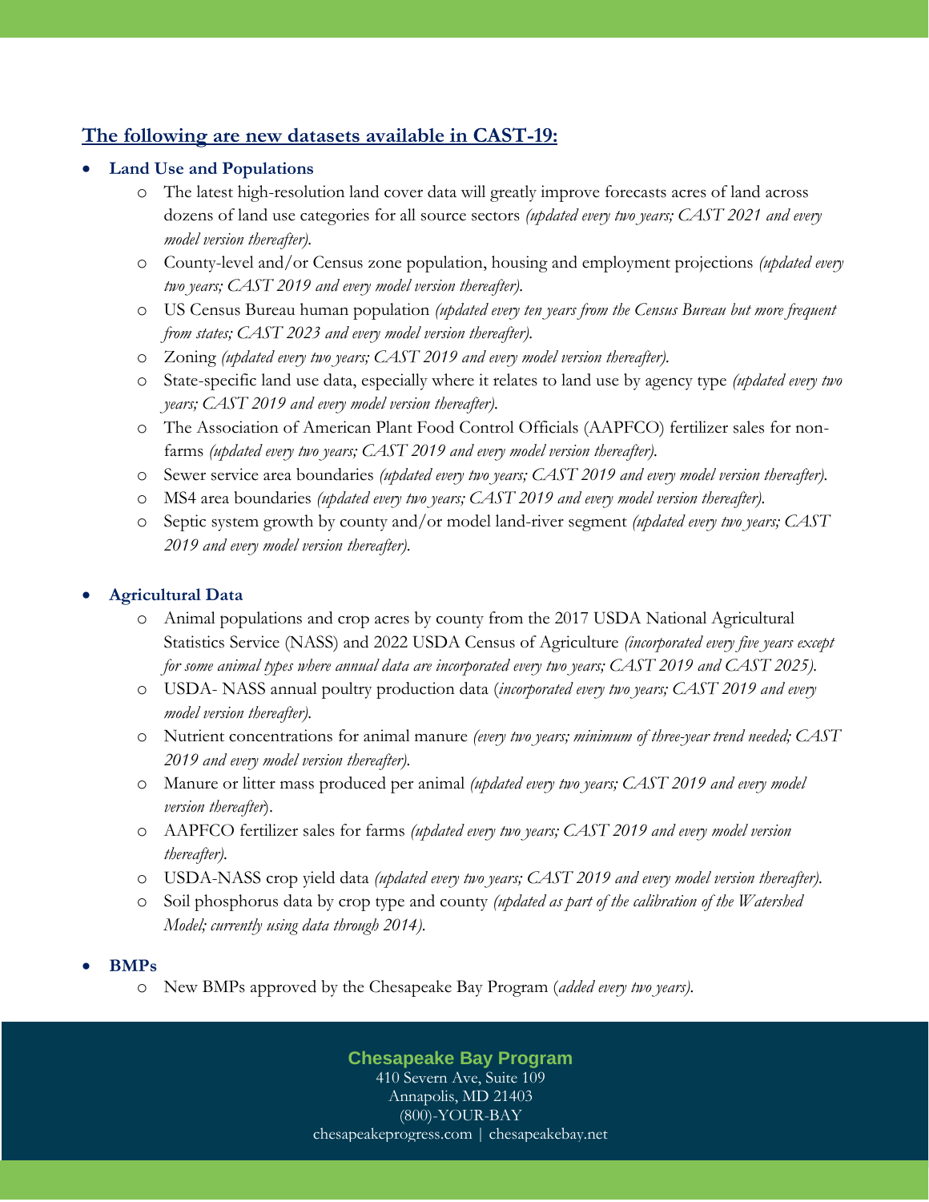## The following are new datasets available in CAST-19:

- **Land Use and Populations**
  - The latest high-resolution land cover data will greatly improve forecasts acres of land across dozens of land use categories for all source sectors *(updated every two years; CAST 2021 and every model version thereafter).*
  - County-level and/or Census zone population, housing and employment projections *(updated every two years; CAST 2019 and every model version thereafter).*
  - US Census Bureau human population *(updated every ten years from the Census Bureau but more frequent from states; CAST 2023 and every model version thereafter).*
  - Zoning *(updated every two years; CAST 2019 and every model version thereafter).*
  - State-specific land use data, especially where it relates to land use by agency type *(updated every two years; CAST 2019 and every model version thereafter).*
  - The Association of American Plant Food Control Officials (AAPFCO) fertilizer sales for non-farms *(updated every two years; CAST 2019 and every model version thereafter).*
  - Sewer service area boundaries *(updated every two years; CAST 2019 and every model version thereafter).*
  - MS4 area boundaries *(updated every two years; CAST 2019 and every model version thereafter).*
  - Septic system growth by county and/or model land-river segment *(updated every two years; CAST 2019 and every model version thereafter).*

- **Agricultural Data**
  - Animal populations and crop acres by county from the 2017 USDA National Agricultural Statistics Service (NASS) and 2022 USDA Census of Agriculture *(incorporated every five years except for some animal types where annual data are incorporated every two years; CAST 2019 and CAST 2025).*
  - USDA- NASS annual poultry production data (*incorporated every two years; CAST 2019 and every model version thereafter).*
  - Nutrient concentrations for animal manure *(every two years; minimum of three-year trend needed; CAST 2019 and every model version thereafter).*
  - Manure or litter mass produced per animal *(updated every two years; CAST 2019 and every model version thereafter*).
  - AAPFCO fertilizer sales for farms *(updated every two years; CAST 2019 and every model version thereafter).*
  - USDA-NASS crop yield data *(updated every two years; CAST 2019 and every model version thereafter).*
  - Soil phosphorus data by crop type and county *(updated as part of the calibration of the Watershed Model; currently using data through 2014).*

- **BMPs**
  - New BMPs approved by the Chesapeake Bay Program (*added every two years).*

**Chesapeake Bay Program**
410 Severn Ave, Suite 109
Annapolis, MD 21403
(800)-YOUR-BAY
chesapeakeprogress.com | chesapeakebay.net